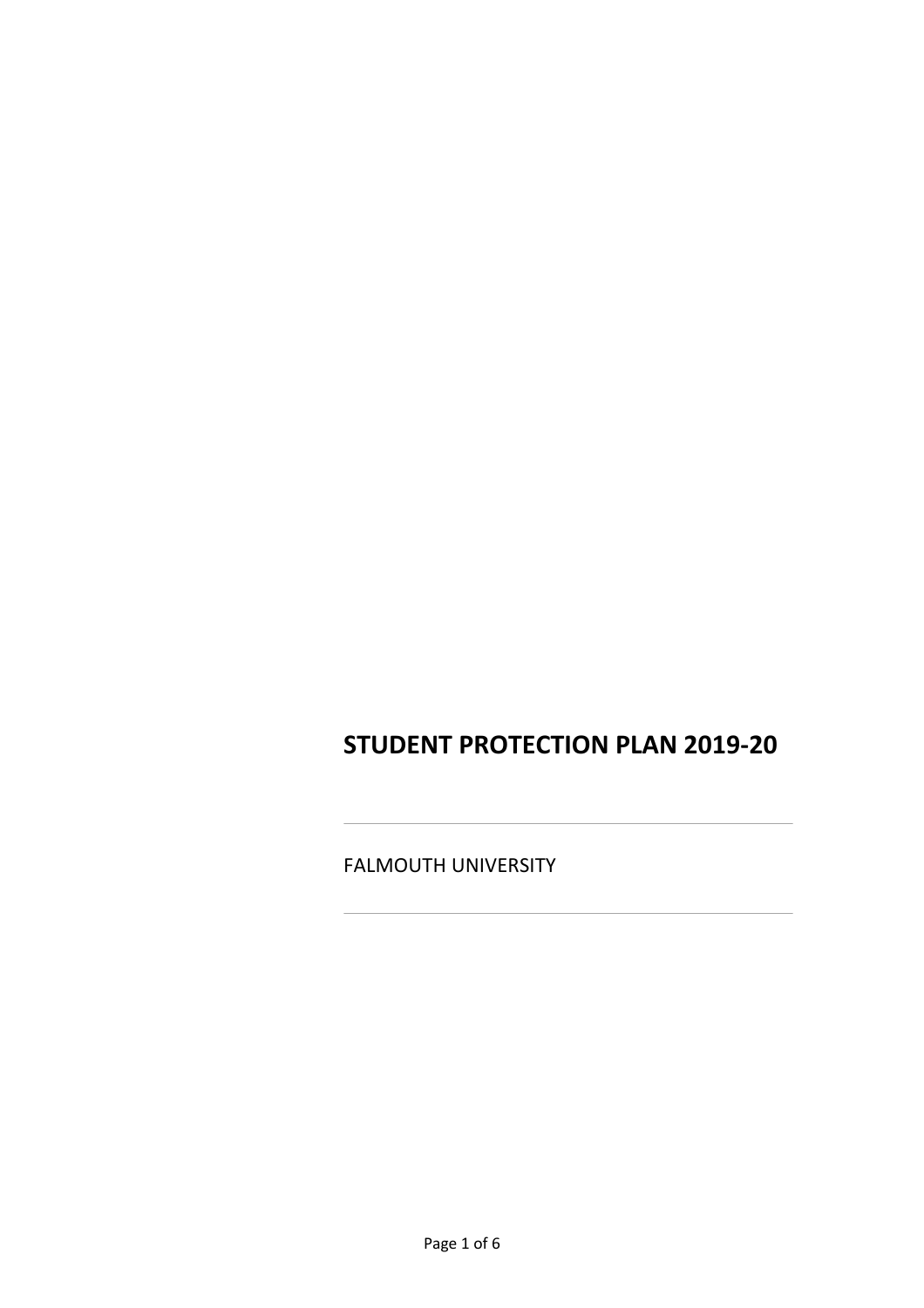# STUDENT PROTECTION PLAN 2019-20

---

FALMOUTH UNIVERSITY

---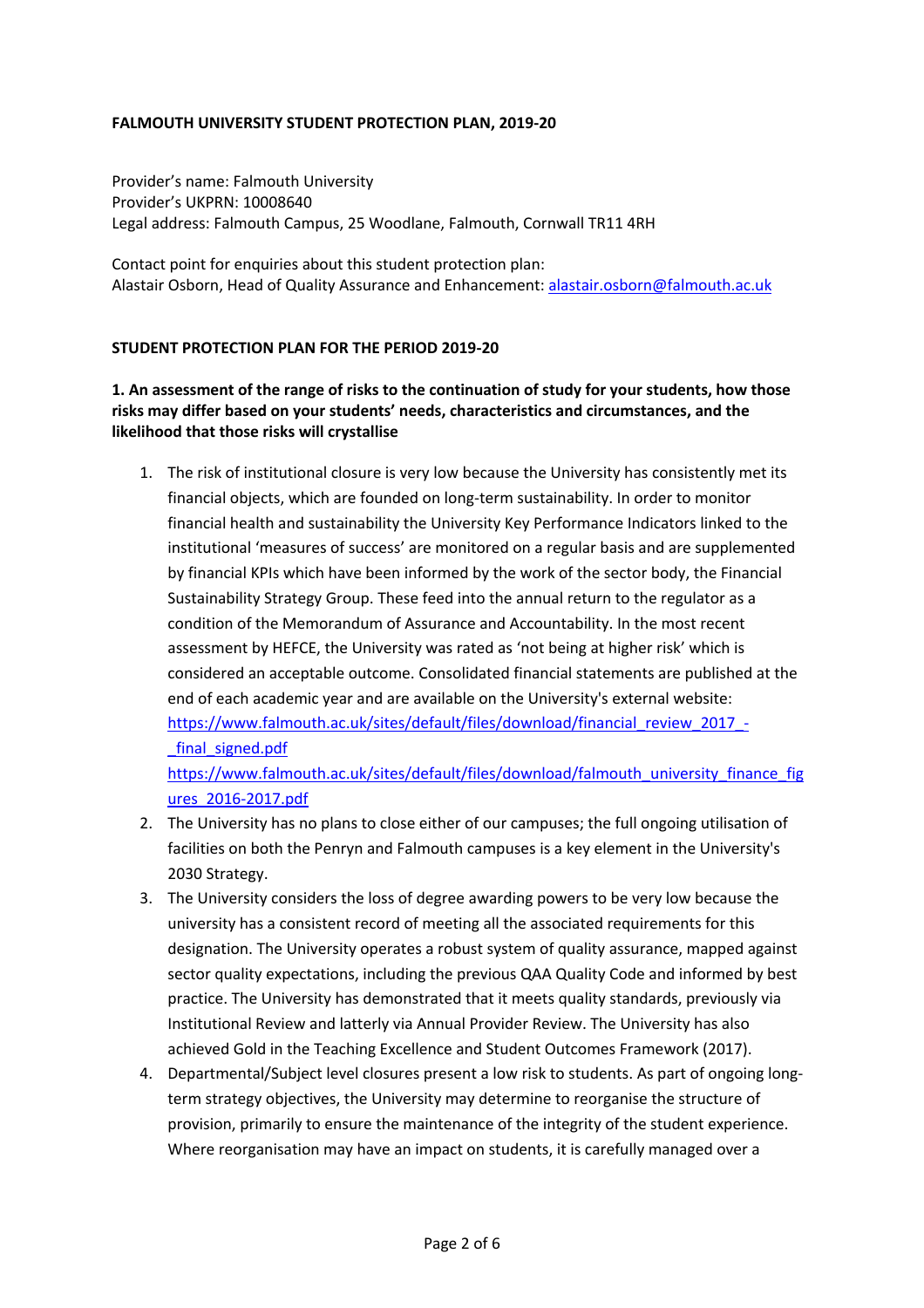**FALMOUTH UNIVERSITY STUDENT PROTECTION PLAN, 2019-20**

Provider's name: Falmouth University
Provider's UKPRN: 10008640
Legal address: Falmouth Campus, 25 Woodlane, Falmouth, Cornwall TR11 4RH

Contact point for enquiries about this student protection plan:
Alastair Osborn, Head of Quality Assurance and Enhancement: alastair.osborn@falmouth.ac.uk

**STUDENT PROTECTION PLAN FOR THE PERIOD 2019-20**

**1. An assessment of the range of risks to the continuation of study for your students, how those risks may differ based on your students' needs, characteristics and circumstances, and the likelihood that those risks will crystallise**

1. The risk of institutional closure is very low because the University has consistently met its financial objects, which are founded on long-term sustainability. In order to monitor financial health and sustainability the University Key Performance Indicators linked to the institutional 'measures of success' are monitored on a regular basis and are supplemented by financial KPIs which have been informed by the work of the sector body, the Financial Sustainability Strategy Group. These feed into the annual return to the regulator as a condition of the Memorandum of Assurance and Accountability. In the most recent assessment by HEFCE, the University was rated as 'not being at higher risk' which is considered an acceptable outcome. Consolidated financial statements are published at the end of each academic year and are available on the University's external website: https://www.falmouth.ac.uk/sites/default/files/download/financial_review_2017_-_final_signed.pdf https://www.falmouth.ac.uk/sites/default/files/download/falmouth_university_finance_figures_2016-2017.pdf
2. The University has no plans to close either of our campuses; the full ongoing utilisation of facilities on both the Penryn and Falmouth campuses is a key element in the University's 2030 Strategy.
3. The University considers the loss of degree awarding powers to be very low because the university has a consistent record of meeting all the associated requirements for this designation. The University operates a robust system of quality assurance, mapped against sector quality expectations, including the previous QAA Quality Code and informed by best practice. The University has demonstrated that it meets quality standards, previously via Institutional Review and latterly via Annual Provider Review. The University has also achieved Gold in the Teaching Excellence and Student Outcomes Framework (2017).
4. Departmental/Subject level closures present a low risk to students. As part of ongoing long-term strategy objectives, the University may determine to reorganise the structure of provision, primarily to ensure the maintenance of the integrity of the student experience. Where reorganisation may have an impact on students, it is carefully managed over a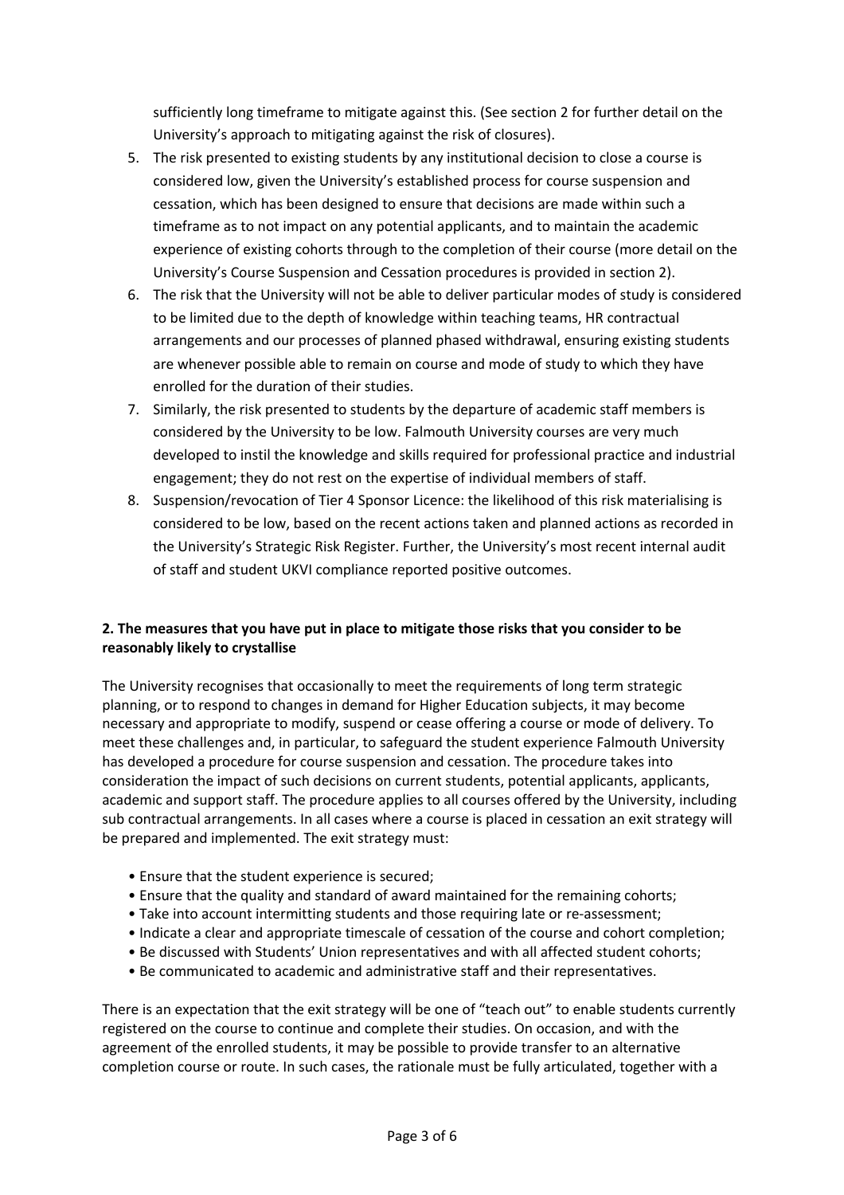sufficiently long timeframe to mitigate against this. (See section 2 for further detail on the University's approach to mitigating against the risk of closures).

5. The risk presented to existing students by any institutional decision to close a course is considered low, given the University's established process for course suspension and cessation, which has been designed to ensure that decisions are made within such a timeframe as to not impact on any potential applicants, and to maintain the academic experience of existing cohorts through to the completion of their course (more detail on the University's Course Suspension and Cessation procedures is provided in section 2).
6. The risk that the University will not be able to deliver particular modes of study is considered to be limited due to the depth of knowledge within teaching teams, HR contractual arrangements and our processes of planned phased withdrawal, ensuring existing students are whenever possible able to remain on course and mode of study to which they have enrolled for the duration of their studies.
7. Similarly, the risk presented to students by the departure of academic staff members is considered by the University to be low. Falmouth University courses are very much developed to instil the knowledge and skills required for professional practice and industrial engagement; they do not rest on the expertise of individual members of staff.
8. Suspension/revocation of Tier 4 Sponsor Licence: the likelihood of this risk materialising is considered to be low, based on the recent actions taken and planned actions as recorded in the University's Strategic Risk Register. Further, the University's most recent internal audit of staff and student UKVI compliance reported positive outcomes.

**2. The measures that you have put in place to mitigate those risks that you consider to be reasonably likely to crystallise**

The University recognises that occasionally to meet the requirements of long term strategic planning, or to respond to changes in demand for Higher Education subjects, it may become necessary and appropriate to modify, suspend or cease offering a course or mode of delivery. To meet these challenges and, in particular, to safeguard the student experience Falmouth University has developed a procedure for course suspension and cessation. The procedure takes into consideration the impact of such decisions on current students, potential applicants, applicants, academic and support staff. The procedure applies to all courses offered by the University, including sub contractual arrangements. In all cases where a course is placed in cessation an exit strategy will be prepared and implemented. The exit strategy must:

- Ensure that the student experience is secured;
- Ensure that the quality and standard of award maintained for the remaining cohorts;
- Take into account intermitting students and those requiring late or re-assessment;
- Indicate a clear and appropriate timescale of cessation of the course and cohort completion;
- Be discussed with Students' Union representatives and with all affected student cohorts;
- Be communicated to academic and administrative staff and their representatives.

There is an expectation that the exit strategy will be one of "teach out" to enable students currently registered on the course to continue and complete their studies. On occasion, and with the agreement of the enrolled students, it may be possible to provide transfer to an alternative completion course or route. In such cases, the rationale must be fully articulated, together with a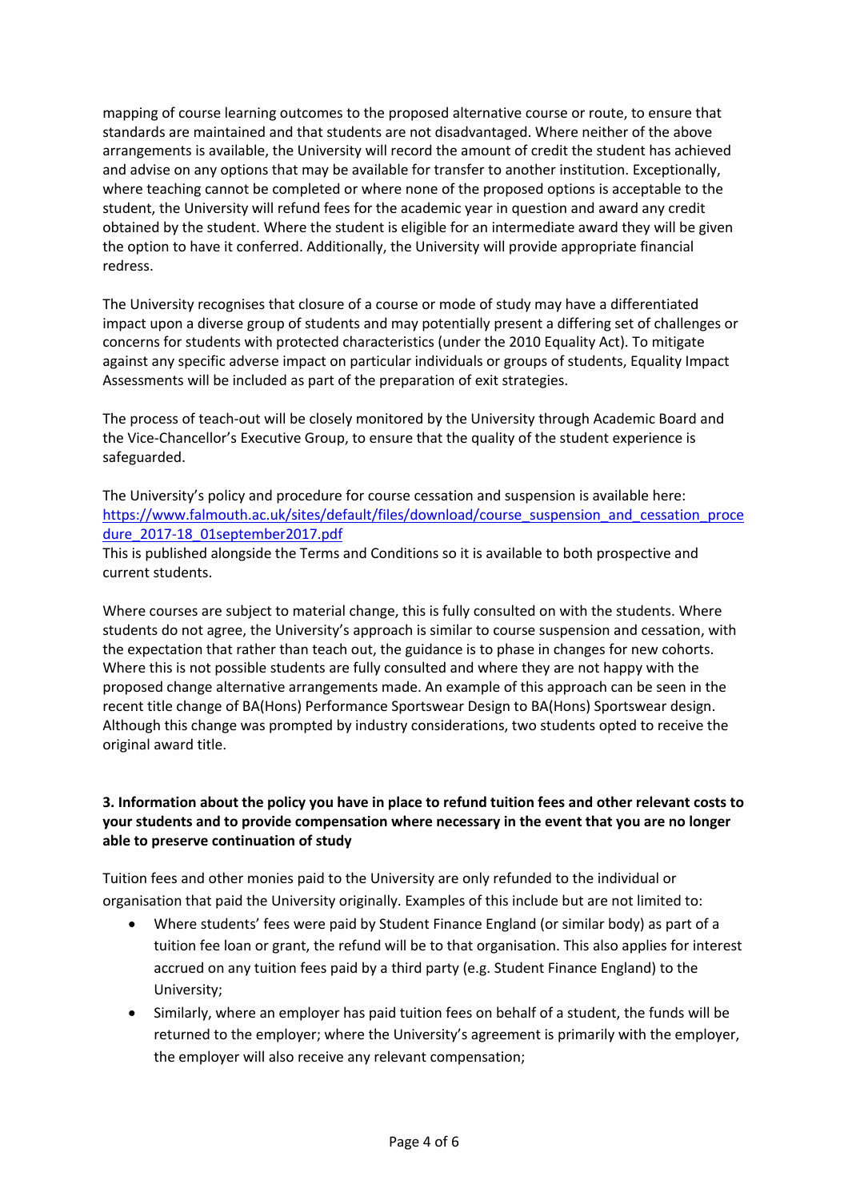mapping of course learning outcomes to the proposed alternative course or route, to ensure that standards are maintained and that students are not disadvantaged. Where neither of the above arrangements is available, the University will record the amount of credit the student has achieved and advise on any options that may be available for transfer to another institution. Exceptionally, where teaching cannot be completed or where none of the proposed options is acceptable to the student, the University will refund fees for the academic year in question and award any credit obtained by the student. Where the student is eligible for an intermediate award they will be given the option to have it conferred. Additionally, the University will provide appropriate financial redress.

The University recognises that closure of a course or mode of study may have a differentiated impact upon a diverse group of students and may potentially present a differing set of challenges or concerns for students with protected characteristics (under the 2010 Equality Act). To mitigate against any specific adverse impact on particular individuals or groups of students, Equality Impact Assessments will be included as part of the preparation of exit strategies.

The process of teach-out will be closely monitored by the University through Academic Board and the Vice-Chancellor's Executive Group, to ensure that the quality of the student experience is safeguarded.

The University's policy and procedure for course cessation and suspension is available here: [https://www.falmouth.ac.uk/sites/default/files/download/course_suspension_and_cessation_procedure_2017-18_01september2017.pdf](https://www.falmouth.ac.uk/sites/default/files/download/course_suspension_and_cessation_procedure_2017-18_01september2017.pdf)
This is published alongside the Terms and Conditions so it is available to both prospective and current students.

Where courses are subject to material change, this is fully consulted on with the students. Where students do not agree, the University's approach is similar to course suspension and cessation, with the expectation that rather than teach out, the guidance is to phase in changes for new cohorts. Where this is not possible students are fully consulted and where they are not happy with the proposed change alternative arrangements made. An example of this approach can be seen in the recent title change of BA(Hons) Performance Sportswear Design to BA(Hons) Sportswear design. Although this change was prompted by industry considerations, two students opted to receive the original award title.

### 3. Information about the policy you have in place to refund tuition fees and other relevant costs to your students and to provide compensation where necessary in the event that you are no longer able to preserve continuation of study

Tuition fees and other monies paid to the University are only refunded to the individual or organisation that paid the University originally. Examples of this include but are not limited to:

- Where students' fees were paid by Student Finance England (or similar body) as part of a tuition fee loan or grant, the refund will be to that organisation. This also applies for interest accrued on any tuition fees paid by a third party (e.g. Student Finance England) to the University;
- Similarly, where an employer has paid tuition fees on behalf of a student, the funds will be returned to the employer; where the University's agreement is primarily with the employer, the employer will also receive any relevant compensation;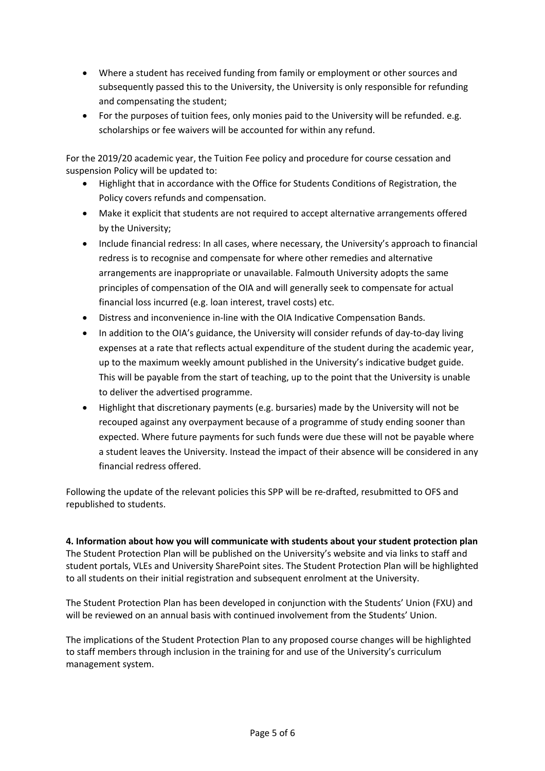- Where a student has received funding from family or employment or other sources and subsequently passed this to the University, the University is only responsible for refunding and compensating the student;
- For the purposes of tuition fees, only monies paid to the University will be refunded. e.g. scholarships or fee waivers will be accounted for within any refund.

For the 2019/20 academic year, the Tuition Fee policy and procedure for course cessation and suspension Policy will be updated to:

- Highlight that in accordance with the Office for Students Conditions of Registration, the Policy covers refunds and compensation.
- Make it explicit that students are not required to accept alternative arrangements offered by the University;
- Include financial redress: In all cases, where necessary, the University's approach to financial redress is to recognise and compensate for where other remedies and alternative arrangements are inappropriate or unavailable. Falmouth University adopts the same principles of compensation of the OIA and will generally seek to compensate for actual financial loss incurred (e.g. loan interest, travel costs) etc.
- Distress and inconvenience in-line with the OIA Indicative Compensation Bands.
- In addition to the OIA's guidance, the University will consider refunds of day-to-day living expenses at a rate that reflects actual expenditure of the student during the academic year, up to the maximum weekly amount published in the University's indicative budget guide. This will be payable from the start of teaching, up to the point that the University is unable to deliver the advertised programme.
- Highlight that discretionary payments (e.g. bursaries) made by the University will not be recouped against any overpayment because of a programme of study ending sooner than expected. Where future payments for such funds were due these will not be payable where a student leaves the University. Instead the impact of their absence will be considered in any financial redress offered.

Following the update of the relevant policies this SPP will be re-drafted, resubmitted to OFS and republished to students.

**4. Information about how you will communicate with students about your student protection plan**

The Student Protection Plan will be published on the University's website and via links to staff and student portals, VLEs and University SharePoint sites. The Student Protection Plan will be highlighted to all students on their initial registration and subsequent enrolment at the University.

The Student Protection Plan has been developed in conjunction with the Students' Union (FXU) and will be reviewed on an annual basis with continued involvement from the Students' Union.

The implications of the Student Protection Plan to any proposed course changes will be highlighted to staff members through inclusion in the training for and use of the University's curriculum management system.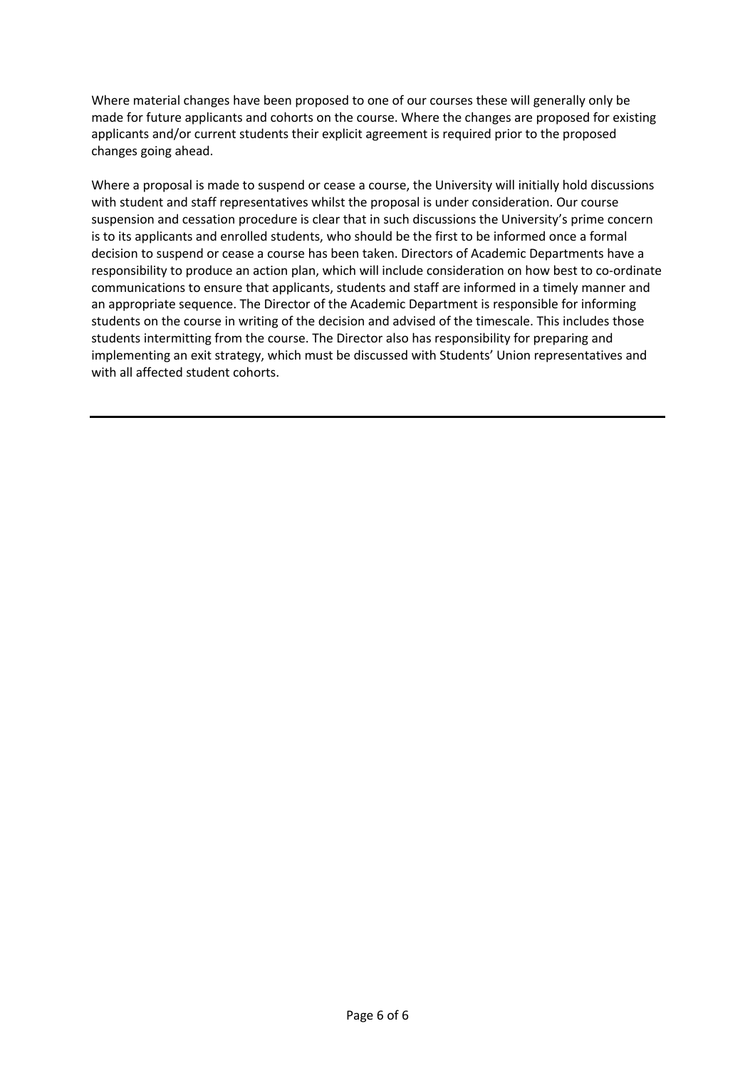Where material changes have been proposed to one of our courses these will generally only be made for future applicants and cohorts on the course. Where the changes are proposed for existing applicants and/or current students their explicit agreement is required prior to the proposed changes going ahead.

Where a proposal is made to suspend or cease a course, the University will initially hold discussions with student and staff representatives whilst the proposal is under consideration. Our course suspension and cessation procedure is clear that in such discussions the University's prime concern is to its applicants and enrolled students, who should be the first to be informed once a formal decision to suspend or cease a course has been taken. Directors of Academic Departments have a responsibility to produce an action plan, which will include consideration on how best to co-ordinate communications to ensure that applicants, students and staff are informed in a timely manner and an appropriate sequence. The Director of the Academic Department is responsible for informing students on the course in writing of the decision and advised of the timescale. This includes those students intermitting from the course. The Director also has responsibility for preparing and implementing an exit strategy, which must be discussed with Students' Union representatives and with all affected student cohorts.